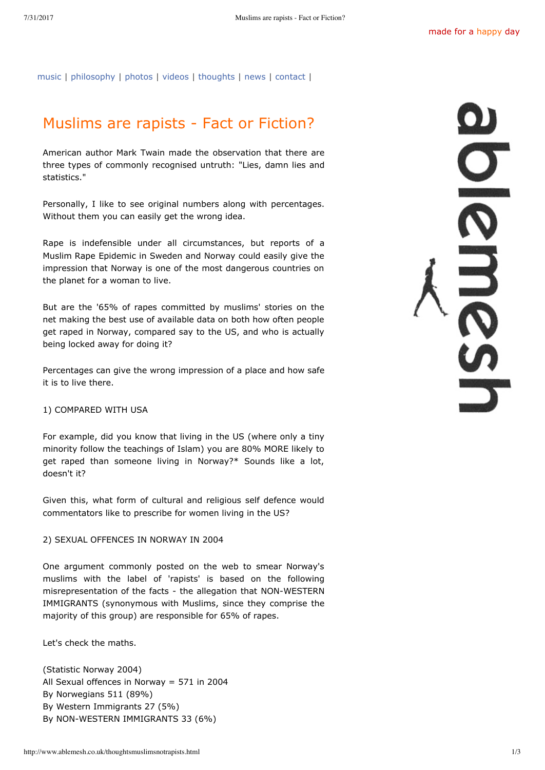made for a happy day

music | philosophy | photos | videos | thoughts | news | contact |

# Muslims are rapists - Fact or Fiction?

American author Mark Twain made the observation that there are three types of commonly recognised untruth: "Lies, damn lies and statistics."

Personally, I like to see original numbers along with percentages. Without them you can easily get the wrong idea.

Rape is indefensible under all circumstances, but reports of a Muslim Rape Epidemic in Sweden and Norway could easily give the impression that Norway is one of the most dangerous countries on the planet for a woman to live.

But are the '65% of rapes committed by muslims' stories on the net making the best use of available data on both how often people get raped in Norway, compared say to the US, and who is actually being locked away for doing it?

Percentages can give the wrong impression of a place and how safe it is to live there.

1) COMPARED WITH USA

For example, did you know that living in the US (where only a tiny minority follow the teachings of Islam) you are 80% MORE likely to get raped than someone living in Norway?* Sounds like a lot, doesn't it?

Given this, what form of cultural and religious self defence would commentators like to prescribe for women living in the US?

2) SEXUAL OFFENCES IN NORWAY IN 2004

One argument commonly posted on the web to smear Norway's muslims with the label of 'rapists' is based on the following misrepresentation of the facts - the allegation that NON-WESTERN IMMIGRANTS (synonymous with Muslims, since they comprise the majority of this group) are responsible for 65% of rapes.

Let's check the maths.

(Statistic Norway 2004)  
All Sexual offences in Norway = 571 in 2004  
By Norwegians 511 (89%)  
By Western Immigrants 27 (5%)  
By NON-WESTERN IMMIGRANTS 33 (6%)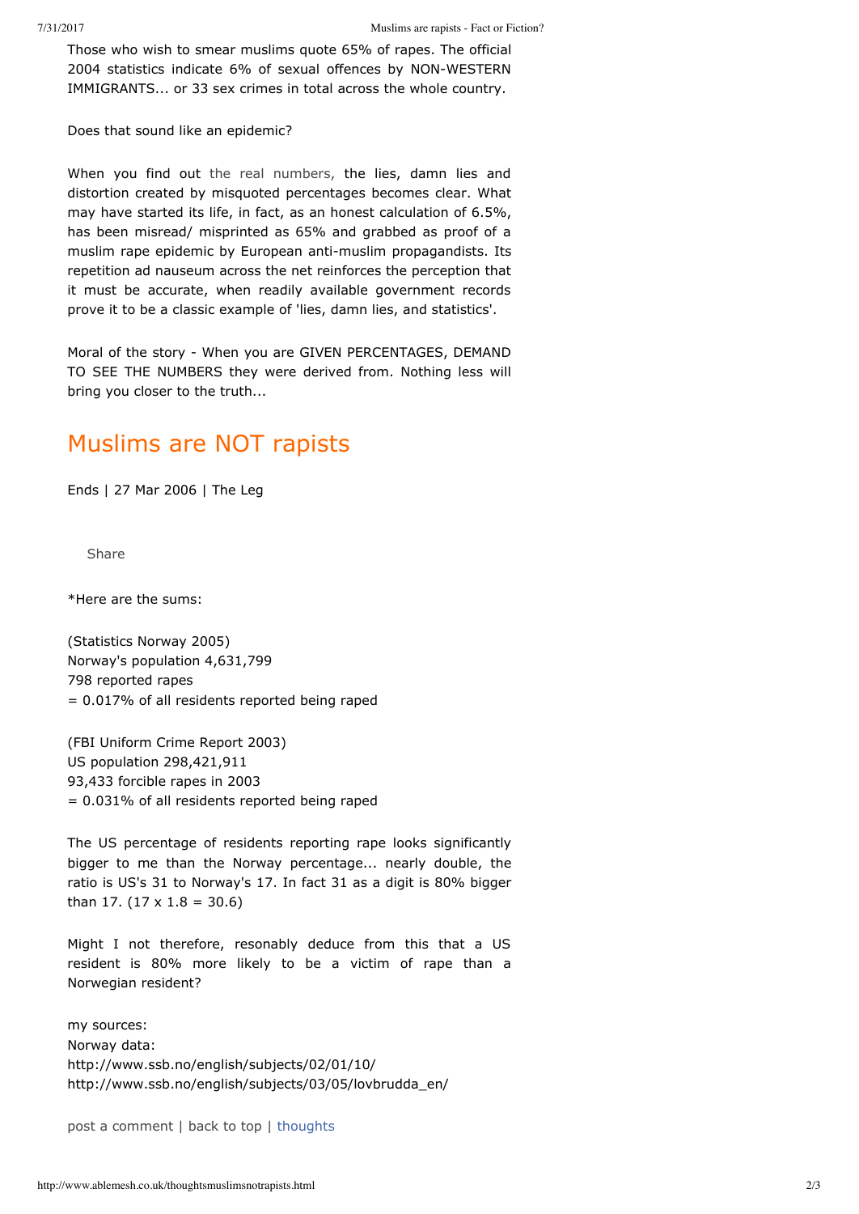Those who wish to smear muslims quote 65% of rapes. The official 2004 statistics indicate 6% of sexual offences by NON-WESTERN IMMIGRANTS... or 33 sex crimes in total across the whole country.

Does that sound like an epidemic?

When you find out the real numbers, the lies, damn lies and distortion created by misquoted percentages becomes clear. What may have started its life, in fact, as an honest calculation of 6.5%, has been misread/ misprinted as 65% and grabbed as proof of a muslim rape epidemic by European anti-muslim propagandists. Its repetition ad nauseum across the net reinforces the perception that it must be accurate, when readily available government records prove it to be a classic example of 'lies, damn lies, and statistics'.

Moral of the story - When you are GIVEN PERCENTAGES, DEMAND TO SEE THE NUMBERS they were derived from. Nothing less will bring you closer to the truth...

## Muslims are NOT rapists

Ends | 27 Mar 2006 | The Leg

Share

*Here are the sums:

(Statistics Norway 2005)
Norway's population 4,631,799
798 reported rapes
= 0.017% of all residents reported being raped

(FBI Uniform Crime Report 2003)
US population 298,421,911
93,433 forcible rapes in 2003
= 0.031% of all residents reported being raped

The US percentage of residents reporting rape looks significantly bigger to me than the Norway percentage... nearly double, the ratio is US's 31 to Norway's 17. In fact 31 as a digit is 80% bigger than 17. (17 x 1.8 = 30.6)

Might I not therefore, resonably deduce from this that a US resident is 80% more likely to be a victim of rape than a Norwegian resident?

my sources:
Norway data:
http://www.ssb.no/english/subjects/02/01/10/
http://www.ssb.no/english/subjects/03/05/lovbrudda_en/

post a comment | back to top | thoughts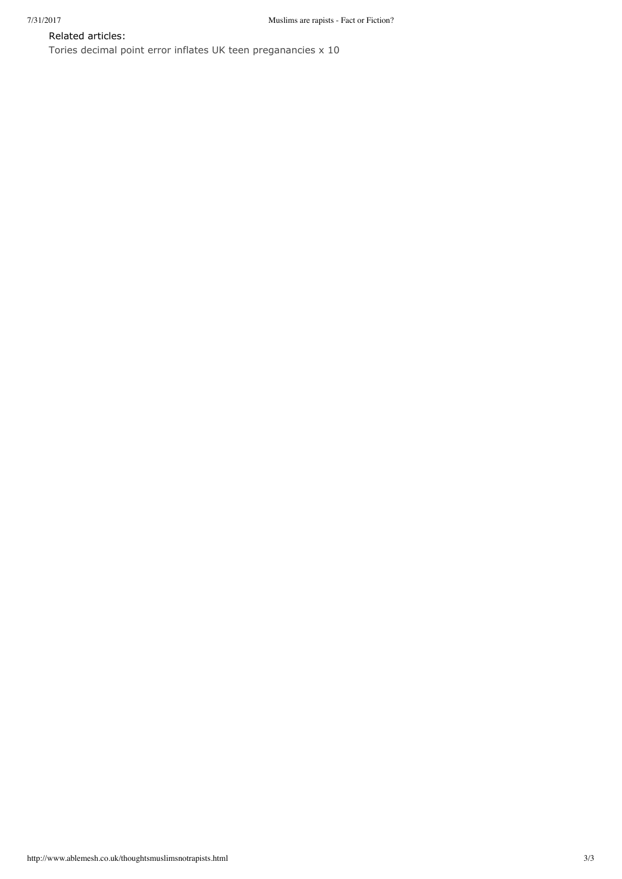Related articles:

Tories decimal point error inflates UK teen preganancies x 10